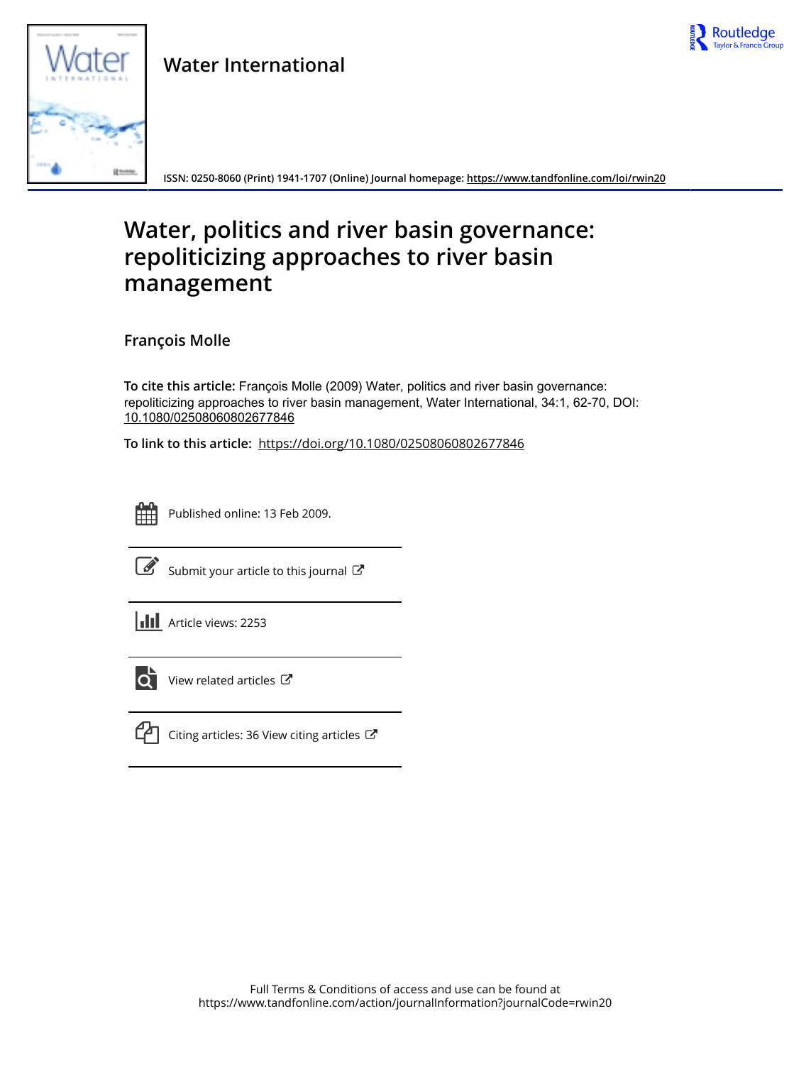Water International

ISSN: 0250-8060 (Print) 1941-1707 (Online) Journal homepage: https://www.tandfonline.com/loi/rwin20

# Water, politics and river basin governance: repoliticizing approaches to river basin management

**François Molle**

**To cite this article:** François Molle (2009) Water, politics and river basin governance: repoliticizing approaches to river basin management, Water International, 34:1, 62-70, DOI: 10.1080/02508060802677846

**To link to this article:** https://doi.org/10.1080/02508060802677846

Published online: 13 Feb 2009.

Submit your article to this journal

Article views: 2253

View related articles

Citing articles: 36 View citing articles

Full Terms & Conditions of access and use can be found at
https://www.tandfonline.com/action/journalInformation?journalCode=rwin20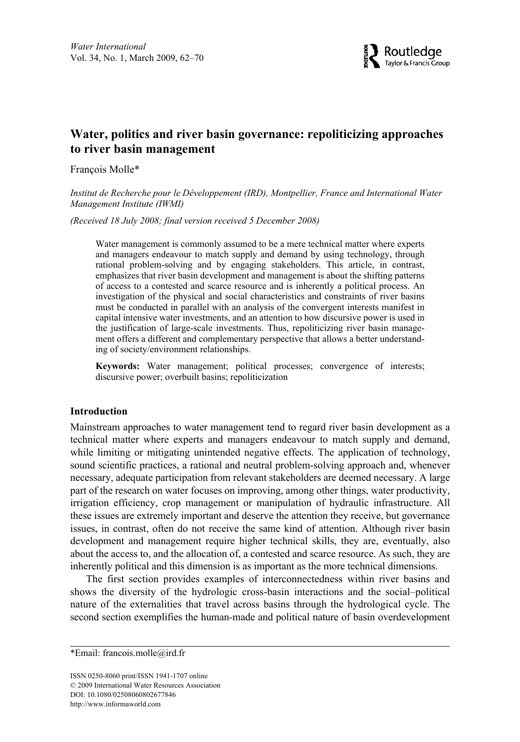# Water, politics and river basin governance: repoliticizing approaches to river basin management

François Molle*

*Institut de Recherche pour le Développement (IRD), Montpellier, France and International Water Management Institute (IWMI)*

*(Received 18 July 2008; final version received 5 December 2008)*

Water management is commonly assumed to be a mere technical matter where experts and managers endeavour to match supply and demand by using technology, through rational problem-solving and by engaging stakeholders. This article, in contrast, emphasizes that river basin development and management is about the shifting patterns of access to a contested and scarce resource and is inherently a political process. An investigation of the physical and social characteristics and constraints of river basins must be conducted in parallel with an analysis of the convergent interests manifest in capital intensive water investments, and an attention to how discursive power is used in the justification of large-scale investments. Thus, repoliticizing river basin management offers a different and complementary perspective that allows a better understanding of society/environment relationships.

**Keywords:** Water management; political processes; convergence of interests; discursive power; overbuilt basins; repoliticization

## Introduction

Mainstream approaches to water management tend to regard river basin development as a technical matter where experts and managers endeavour to match supply and demand, while limiting or mitigating unintended negative effects. The application of technology, sound scientific practices, a rational and neutral problem-solving approach and, whenever necessary, adequate participation from relevant stakeholders are deemed necessary. A large part of the research on water focuses on improving, among other things, water productivity, irrigation efficiency, crop management or manipulation of hydraulic infrastructure. All these issues are extremely important and deserve the attention they receive, but governance issues, in contrast, often do not receive the same kind of attention. Although river basin development and management require higher technical skills, they are, eventually, also about the access to, and the allocation of, a contested and scarce resource. As such, they are inherently political and this dimension is as important as the more technical dimensions.

The first section provides examples of interconnectedness within river basins and shows the diversity of the hydrologic cross-basin interactions and the social–political nature of the externalities that travel across basins through the hydrological cycle. The second section exemplifies the human-made and political nature of basin overdevelopment

*Email: francois.molle@ird.fr

ISSN 0250-8060 print/ISSN 1941-1707 online
© 2009 International Water Resources Association
DOI: 10.1080/02508060802677846
http://www.informaworld.com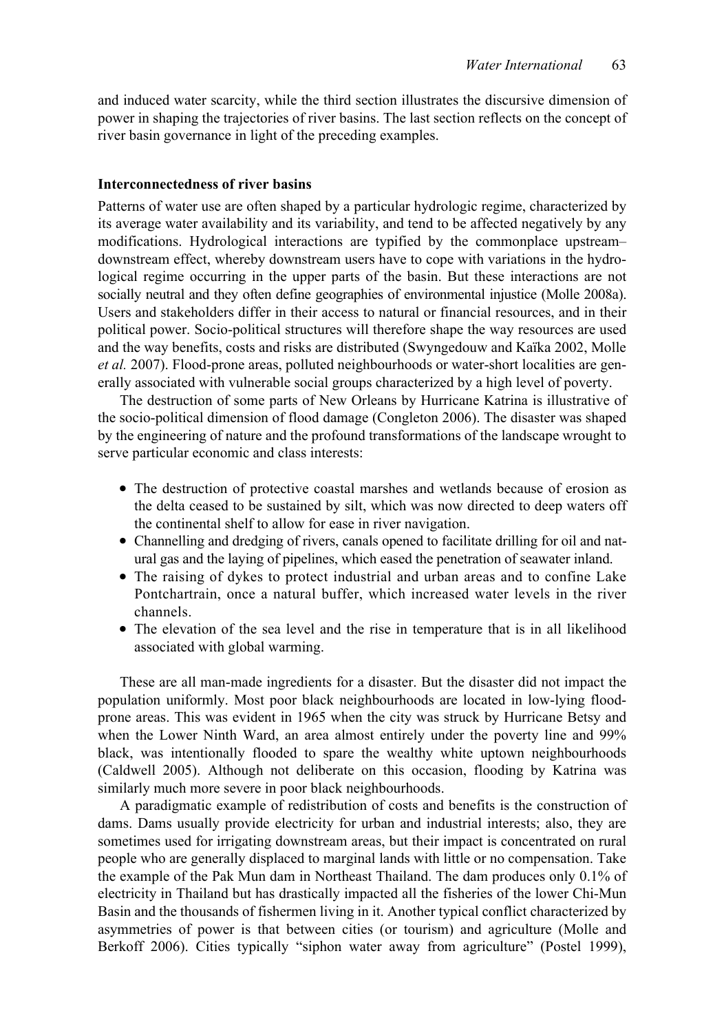and induced water scarcity, while the third section illustrates the discursive dimension of power in shaping the trajectories of river basins. The last section reflects on the concept of river basin governance in light of the preceding examples.

## Interconnectedness of river basins

Patterns of water use are often shaped by a particular hydrologic regime, characterized by its average water availability and its variability, and tend to be affected negatively by any modifications. Hydrological interactions are typified by the commonplace upstream–downstream effect, whereby downstream users have to cope with variations in the hydrological regime occurring in the upper parts of the basin. But these interactions are not socially neutral and they often define geographies of environmental injustice (Molle 2008a). Users and stakeholders differ in their access to natural or financial resources, and in their political power. Socio-political structures will therefore shape the way resources are used and the way benefits, costs and risks are distributed (Swyngedouw and Kaïka 2002, Molle *et al.* 2007). Flood-prone areas, polluted neighbourhoods or water-short localities are generally associated with vulnerable social groups characterized by a high level of poverty.

The destruction of some parts of New Orleans by Hurricane Katrina is illustrative of the socio-political dimension of flood damage (Congleton 2006). The disaster was shaped by the engineering of nature and the profound transformations of the landscape wrought to serve particular economic and class interests:

- The destruction of protective coastal marshes and wetlands because of erosion as the delta ceased to be sustained by silt, which was now directed to deep waters off the continental shelf to allow for ease in river navigation.
- Channelling and dredging of rivers, canals opened to facilitate drilling for oil and natural gas and the laying of pipelines, which eased the penetration of seawater inland.
- The raising of dykes to protect industrial and urban areas and to confine Lake Pontchartrain, once a natural buffer, which increased water levels in the river channels.
- The elevation of the sea level and the rise in temperature that is in all likelihood associated with global warming.

These are all man-made ingredients for a disaster. But the disaster did not impact the population uniformly. Most poor black neighbourhoods are located in low-lying flood-prone areas. This was evident in 1965 when the city was struck by Hurricane Betsy and when the Lower Ninth Ward, an area almost entirely under the poverty line and 99% black, was intentionally flooded to spare the wealthy white uptown neighbourhoods (Caldwell 2005). Although not deliberate on this occasion, flooding by Katrina was similarly much more severe in poor black neighbourhoods.

A paradigmatic example of redistribution of costs and benefits is the construction of dams. Dams usually provide electricity for urban and industrial interests; also, they are sometimes used for irrigating downstream areas, but their impact is concentrated on rural people who are generally displaced to marginal lands with little or no compensation. Take the example of the Pak Mun dam in Northeast Thailand. The dam produces only 0.1% of electricity in Thailand but has drastically impacted all the fisheries of the lower Chi-Mun Basin and the thousands of fishermen living in it. Another typical conflict characterized by asymmetries of power is that between cities (or tourism) and agriculture (Molle and Berkoff 2006). Cities typically "siphon water away from agriculture" (Postel 1999),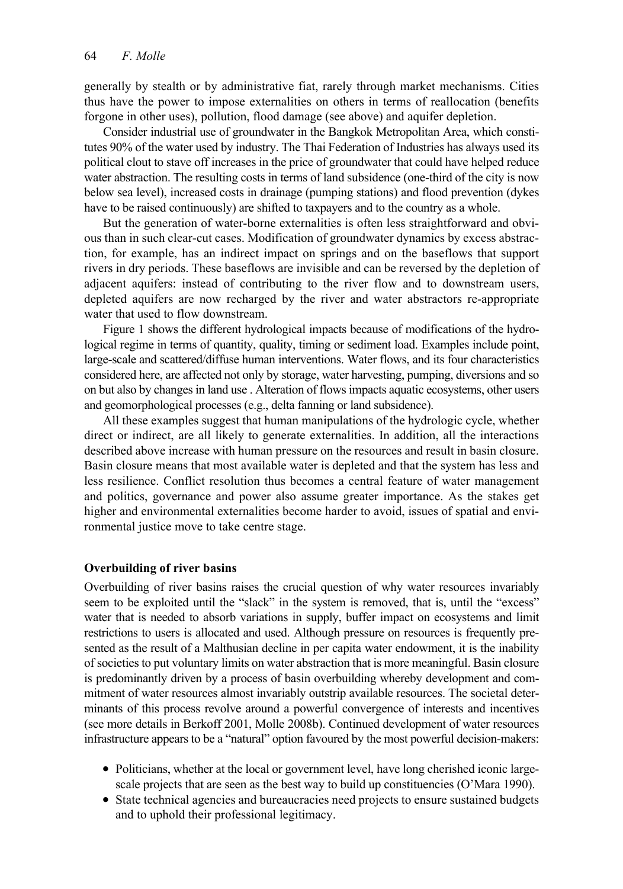generally by stealth or by administrative fiat, rarely through market mechanisms. Cities thus have the power to impose externalities on others in terms of reallocation (benefits forgone in other uses), pollution, flood damage (see above) and aquifer depletion.

Consider industrial use of groundwater in the Bangkok Metropolitan Area, which constitutes 90% of the water used by industry. The Thai Federation of Industries has always used its political clout to stave off increases in the price of groundwater that could have helped reduce water abstraction. The resulting costs in terms of land subsidence (one-third of the city is now below sea level), increased costs in drainage (pumping stations) and flood prevention (dykes have to be raised continuously) are shifted to taxpayers and to the country as a whole.

But the generation of water-borne externalities is often less straightforward and obvious than in such clear-cut cases. Modification of groundwater dynamics by excess abstraction, for example, has an indirect impact on springs and on the baseflows that support rivers in dry periods. These baseflows are invisible and can be reversed by the depletion of adjacent aquifers: instead of contributing to the river flow and to downstream users, depleted aquifers are now recharged by the river and water abstractors re-appropriate water that used to flow downstream.

Figure 1 shows the different hydrological impacts because of modifications of the hydrological regime in terms of quantity, quality, timing or sediment load. Examples include point, large-scale and scattered/diffuse human interventions. Water flows, and its four characteristics considered here, are affected not only by storage, water harvesting, pumping, diversions and so on but also by changes in land use . Alteration of flows impacts aquatic ecosystems, other users and geomorphological processes (e.g., delta fanning or land subsidence).

All these examples suggest that human manipulations of the hydrologic cycle, whether direct or indirect, are all likely to generate externalities. In addition, all the interactions described above increase with human pressure on the resources and result in basin closure. Basin closure means that most available water is depleted and that the system has less and less resilience. Conflict resolution thus becomes a central feature of water management and politics, governance and power also assume greater importance. As the stakes get higher and environmental externalities become harder to avoid, issues of spatial and environmental justice move to take centre stage.

## Overbuilding of river basins

Overbuilding of river basins raises the crucial question of why water resources invariably seem to be exploited until the "slack" in the system is removed, that is, until the "excess" water that is needed to absorb variations in supply, buffer impact on ecosystems and limit restrictions to users is allocated and used. Although pressure on resources is frequently presented as the result of a Malthusian decline in per capita water endowment, it is the inability of societies to put voluntary limits on water abstraction that is more meaningful. Basin closure is predominantly driven by a process of basin overbuilding whereby development and commitment of water resources almost invariably outstrip available resources. The societal determinants of this process revolve around a powerful convergence of interests and incentives (see more details in Berkoff 2001, Molle 2008b). Continued development of water resources infrastructure appears to be a "natural" option favoured by the most powerful decision-makers:

- Politicians, whether at the local or government level, have long cherished iconic large-scale projects that are seen as the best way to build up constituencies (O'Mara 1990).
- State technical agencies and bureaucracies need projects to ensure sustained budgets and to uphold their professional legitimacy.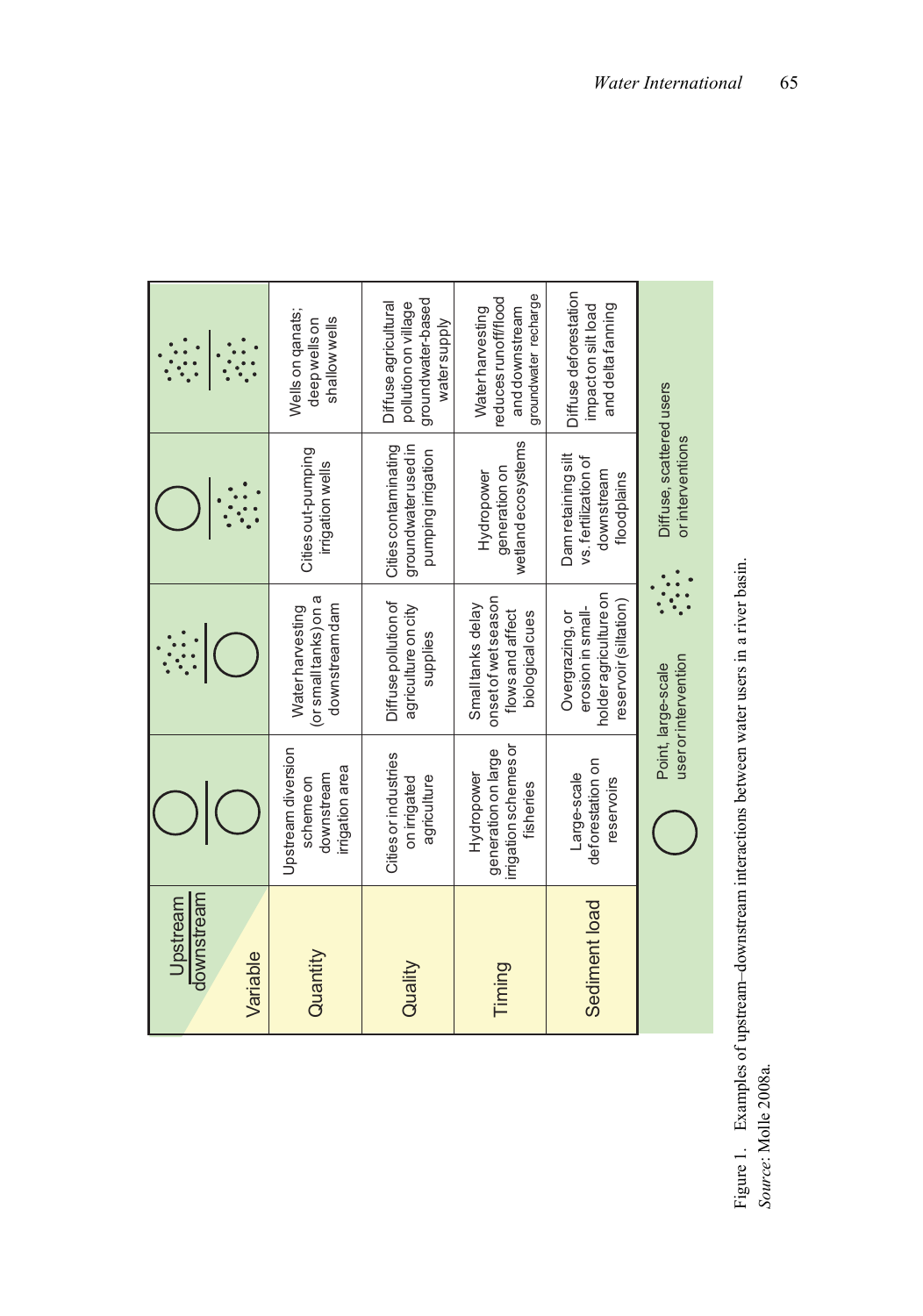| Variable (Upstream / downstream) | Point / Point | Diffuse / Point | Point / Diffuse | Diffuse / Diffuse |
|---|---|---|---|---|
| Quantity | Upstream diversion scheme on downstream irrigation area | Water harvesting (or small tanks) on a downstream dam | Cities out-pumping irrigation wells | Wells on qanats; deep wells on shallow wells |
| Quality | Cities or industries on irrigated agriculture | Diffuse pollution of agriculture on city supplies | Cities contaminating groundwater used in pumping irrigation | Diffuse agricultural pollution on village groundwater-based water supply |
| Timing | Hydropower generation on large irrigation schemes or fisheries | Small tanks delay onset of wet season flows and affect biological cues | Hydropower generation on wetland ecosystems | Water harvesting reduces runoff/flood and downstream groundwater recharge |
| Sediment load | Large-scale deforestation on reservoirs | Overgrazing, or erosion in small-holder agriculture on reservoir (siltation) | Dam retaining silt vs. fertilization of downstream floodplains | Diffuse deforestation impact on silt load and delta fanning |

Point: Point, large-scale user or intervention. Diffuse: Diffuse, scattered users or interventions.

Figure 1. Examples of upstream–downstream interactions between water users in a river basin.
*Source*: Molle 2008a.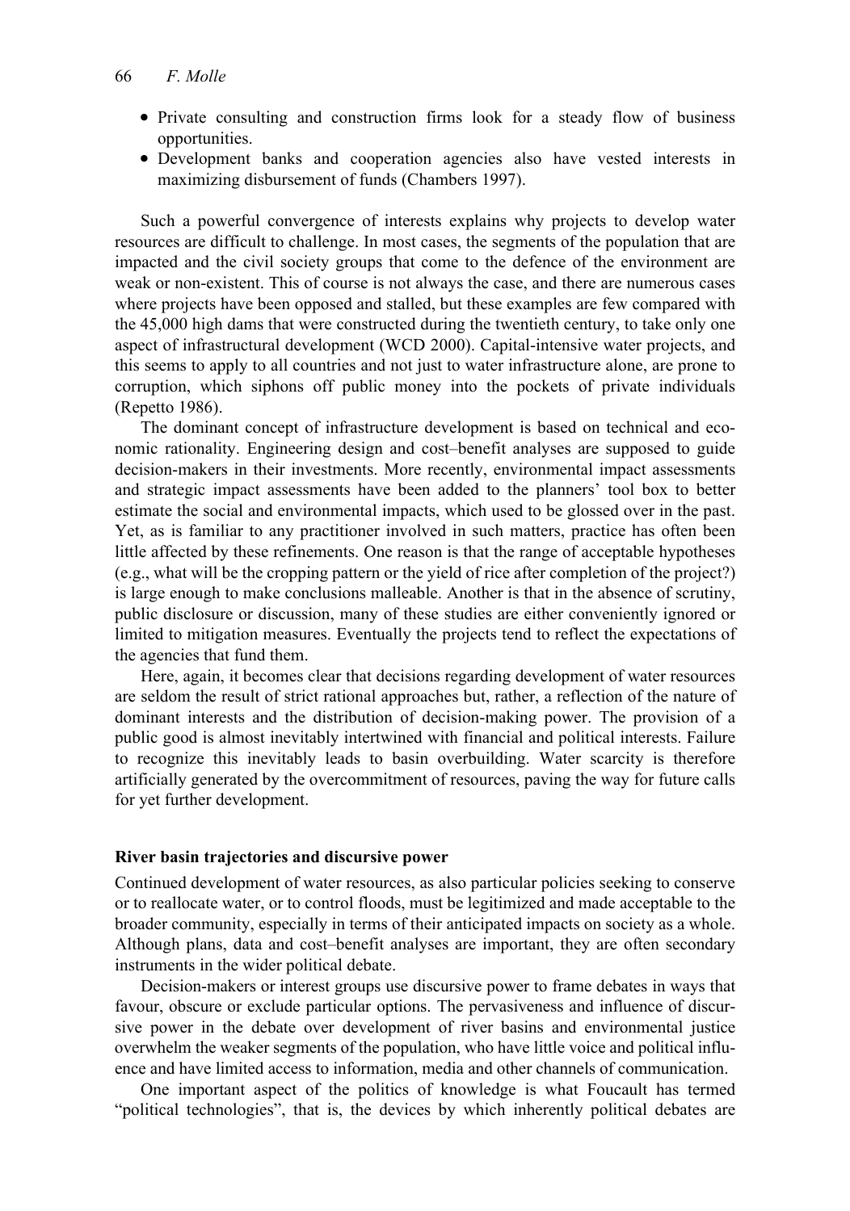- Private consulting and construction firms look for a steady flow of business opportunities.
- Development banks and cooperation agencies also have vested interests in maximizing disbursement of funds (Chambers 1997).

Such a powerful convergence of interests explains why projects to develop water resources are difficult to challenge. In most cases, the segments of the population that are impacted and the civil society groups that come to the defence of the environment are weak or non-existent. This of course is not always the case, and there are numerous cases where projects have been opposed and stalled, but these examples are few compared with the 45,000 high dams that were constructed during the twentieth century, to take only one aspect of infrastructural development (WCD 2000). Capital-intensive water projects, and this seems to apply to all countries and not just to water infrastructure alone, are prone to corruption, which siphons off public money into the pockets of private individuals (Repetto 1986).

The dominant concept of infrastructure development is based on technical and economic rationality. Engineering design and cost–benefit analyses are supposed to guide decision-makers in their investments. More recently, environmental impact assessments and strategic impact assessments have been added to the planners' tool box to better estimate the social and environmental impacts, which used to be glossed over in the past. Yet, as is familiar to any practitioner involved in such matters, practice has often been little affected by these refinements. One reason is that the range of acceptable hypotheses (e.g., what will be the cropping pattern or the yield of rice after completion of the project?) is large enough to make conclusions malleable. Another is that in the absence of scrutiny, public disclosure or discussion, many of these studies are either conveniently ignored or limited to mitigation measures. Eventually the projects tend to reflect the expectations of the agencies that fund them.

Here, again, it becomes clear that decisions regarding development of water resources are seldom the result of strict rational approaches but, rather, a reflection of the nature of dominant interests and the distribution of decision-making power. The provision of a public good is almost inevitably intertwined with financial and political interests. Failure to recognize this inevitably leads to basin overbuilding. Water scarcity is therefore artificially generated by the overcommitment of resources, paving the way for future calls for yet further development.

## River basin trajectories and discursive power

Continued development of water resources, as also particular policies seeking to conserve or to reallocate water, or to control floods, must be legitimized and made acceptable to the broader community, especially in terms of their anticipated impacts on society as a whole. Although plans, data and cost–benefit analyses are important, they are often secondary instruments in the wider political debate.

Decision-makers or interest groups use discursive power to frame debates in ways that favour, obscure or exclude particular options. The pervasiveness and influence of discursive power in the debate over development of river basins and environmental justice overwhelm the weaker segments of the population, who have little voice and political influence and have limited access to information, media and other channels of communication.

One important aspect of the politics of knowledge is what Foucault has termed "political technologies", that is, the devices by which inherently political debates are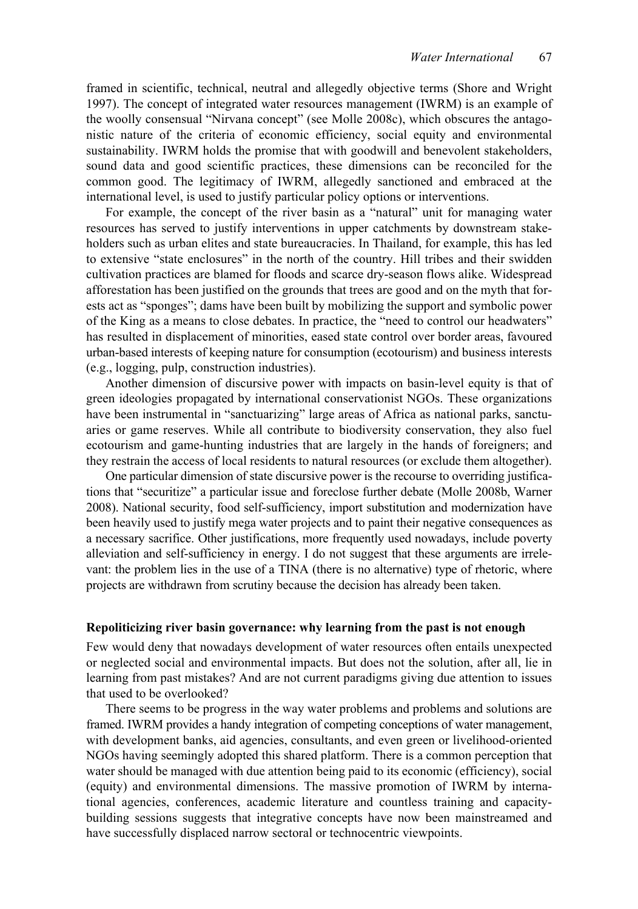framed in scientific, technical, neutral and allegedly objective terms (Shore and Wright 1997). The concept of integrated water resources management (IWRM) is an example of the woolly consensual "Nirvana concept" (see Molle 2008c), which obscures the antagonistic nature of the criteria of economic efficiency, social equity and environmental sustainability. IWRM holds the promise that with goodwill and benevolent stakeholders, sound data and good scientific practices, these dimensions can be reconciled for the common good. The legitimacy of IWRM, allegedly sanctioned and embraced at the international level, is used to justify particular policy options or interventions.

For example, the concept of the river basin as a "natural" unit for managing water resources has served to justify interventions in upper catchments by downstream stakeholders such as urban elites and state bureaucracies. In Thailand, for example, this has led to extensive "state enclosures" in the north of the country. Hill tribes and their swidden cultivation practices are blamed for floods and scarce dry-season flows alike. Widespread afforestation has been justified on the grounds that trees are good and on the myth that forests act as "sponges"; dams have been built by mobilizing the support and symbolic power of the King as a means to close debates. In practice, the "need to control our headwaters" has resulted in displacement of minorities, eased state control over border areas, favoured urban-based interests of keeping nature for consumption (ecotourism) and business interests (e.g., logging, pulp, construction industries).

Another dimension of discursive power with impacts on basin-level equity is that of green ideologies propagated by international conservationist NGOs. These organizations have been instrumental in "sanctuarizing" large areas of Africa as national parks, sanctuaries or game reserves. While all contribute to biodiversity conservation, they also fuel ecotourism and game-hunting industries that are largely in the hands of foreigners; and they restrain the access of local residents to natural resources (or exclude them altogether).

One particular dimension of state discursive power is the recourse to overriding justifications that "securitize" a particular issue and foreclose further debate (Molle 2008b, Warner 2008). National security, food self-sufficiency, import substitution and modernization have been heavily used to justify mega water projects and to paint their negative consequences as a necessary sacrifice. Other justifications, more frequently used nowadays, include poverty alleviation and self-sufficiency in energy. I do not suggest that these arguments are irrelevant: the problem lies in the use of a TINA (there is no alternative) type of rhetoric, where projects are withdrawn from scrutiny because the decision has already been taken.

## Repoliticizing river basin governance: why learning from the past is not enough

Few would deny that nowadays development of water resources often entails unexpected or neglected social and environmental impacts. But does not the solution, after all, lie in learning from past mistakes? And are not current paradigms giving due attention to issues that used to be overlooked?

There seems to be progress in the way water problems and problems and solutions are framed. IWRM provides a handy integration of competing conceptions of water management, with development banks, aid agencies, consultants, and even green or livelihood-oriented NGOs having seemingly adopted this shared platform. There is a common perception that water should be managed with due attention being paid to its economic (efficiency), social (equity) and environmental dimensions. The massive promotion of IWRM by international agencies, conferences, academic literature and countless training and capacity-building sessions suggests that integrative concepts have now been mainstreamed and have successfully displaced narrow sectoral or technocentric viewpoints.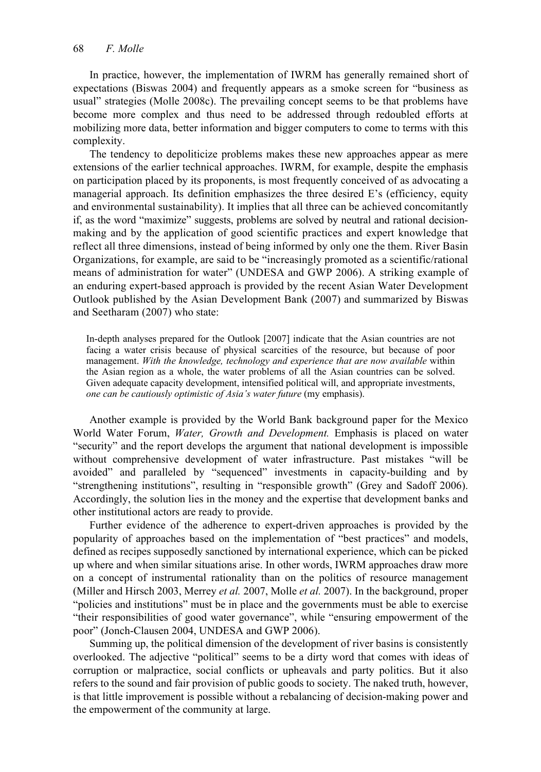In practice, however, the implementation of IWRM has generally remained short of expectations (Biswas 2004) and frequently appears as a smoke screen for "business as usual" strategies (Molle 2008c). The prevailing concept seems to be that problems have become more complex and thus need to be addressed through redoubled efforts at mobilizing more data, better information and bigger computers to come to terms with this complexity.

The tendency to depoliticize problems makes these new approaches appear as mere extensions of the earlier technical approaches. IWRM, for example, despite the emphasis on participation placed by its proponents, is most frequently conceived of as advocating a managerial approach. Its definition emphasizes the three desired E's (efficiency, equity and environmental sustainability). It implies that all three can be achieved concomitantly if, as the word "maximize" suggests, problems are solved by neutral and rational decision-making and by the application of good scientific practices and expert knowledge that reflect all three dimensions, instead of being informed by only one the them. River Basin Organizations, for example, are said to be "increasingly promoted as a scientific/rational means of administration for water" (UNDESA and GWP 2006). A striking example of an enduring expert-based approach is provided by the recent Asian Water Development Outlook published by the Asian Development Bank (2007) and summarized by Biswas and Seetharam (2007) who state:

> In-depth analyses prepared for the Outlook [2007] indicate that the Asian countries are not facing a water crisis because of physical scarcities of the resource, but because of poor management. *With the knowledge, technology and experience that are now available* within the Asian region as a whole, the water problems of all the Asian countries can be solved. Given adequate capacity development, intensified political will, and appropriate investments, *one can be cautiously optimistic of Asia's water future* (my emphasis).

Another example is provided by the World Bank background paper for the Mexico World Water Forum, *Water, Growth and Development.* Emphasis is placed on water "security" and the report develops the argument that national development is impossible without comprehensive development of water infrastructure. Past mistakes "will be avoided" and paralleled by "sequenced" investments in capacity-building and by "strengthening institutions", resulting in "responsible growth" (Grey and Sadoff 2006). Accordingly, the solution lies in the money and the expertise that development banks and other institutional actors are ready to provide.

Further evidence of the adherence to expert-driven approaches is provided by the popularity of approaches based on the implementation of "best practices" and models, defined as recipes supposedly sanctioned by international experience, which can be picked up where and when similar situations arise. In other words, IWRM approaches draw more on a concept of instrumental rationality than on the politics of resource management (Miller and Hirsch 2003, Merrey *et al.* 2007, Molle *et al.* 2007). In the background, proper "policies and institutions" must be in place and the governments must be able to exercise "their responsibilities of good water governance", while "ensuring empowerment of the poor" (Jonch-Clausen 2004, UNDESA and GWP 2006).

Summing up, the political dimension of the development of river basins is consistently overlooked. The adjective "political" seems to be a dirty word that comes with ideas of corruption or malpractice, social conflicts or upheavals and party politics. But it also refers to the sound and fair provision of public goods to society. The naked truth, however, is that little improvement is possible without a rebalancing of decision-making power and the empowerment of the community at large.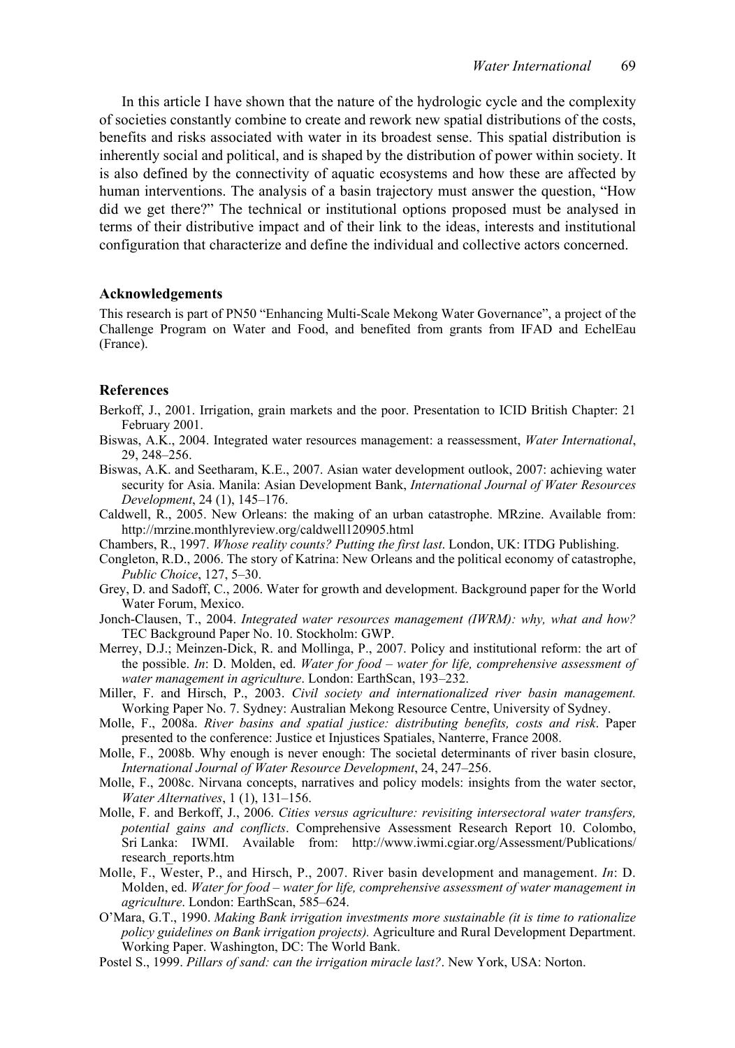In this article I have shown that the nature of the hydrologic cycle and the complexity of societies constantly combine to create and rework new spatial distributions of the costs, benefits and risks associated with water in its broadest sense. This spatial distribution is inherently social and political, and is shaped by the distribution of power within society. It is also defined by the connectivity of aquatic ecosystems and how these are affected by human interventions. The analysis of a basin trajectory must answer the question, "How did we get there?" The technical or institutional options proposed must be analysed in terms of their distributive impact and of their link to the ideas, interests and institutional configuration that characterize and define the individual and collective actors concerned.

## Acknowledgements

This research is part of PN50 "Enhancing Multi-Scale Mekong Water Governance", a project of the Challenge Program on Water and Food, and benefited from grants from IFAD and EchelEau (France).

## References

Berkoff, J., 2001. Irrigation, grain markets and the poor. Presentation to ICID British Chapter: 21 February 2001.

Biswas, A.K., 2004. Integrated water resources management: a reassessment, *Water International*, 29, 248–256.

Biswas, A.K. and Seetharam, K.E., 2007. Asian water development outlook, 2007: achieving water security for Asia. Manila: Asian Development Bank, *International Journal of Water Resources Development*, 24 (1), 145–176.

Caldwell, R., 2005. New Orleans: the making of an urban catastrophe. MRzine. Available from: http://mrzine.monthlyreview.org/caldwell120905.html

Chambers, R., 1997. *Whose reality counts? Putting the first last*. London, UK: ITDG Publishing.

Congleton, R.D., 2006. The story of Katrina: New Orleans and the political economy of catastrophe, *Public Choice*, 127, 5–30.

Grey, D. and Sadoff, C., 2006. Water for growth and development. Background paper for the World Water Forum, Mexico.

Jonch-Clausen, T., 2004. *Integrated water resources management (IWRM): why, what and how?* TEC Background Paper No. 10. Stockholm: GWP.

Merrey, D.J.; Meinzen-Dick, R. and Mollinga, P., 2007. Policy and institutional reform: the art of the possible. *In*: D. Molden, ed. *Water for food – water for life, comprehensive assessment of water management in agriculture*. London: EarthScan, 193–232.

Miller, F. and Hirsch, P., 2003. *Civil society and internationalized river basin management.* Working Paper No. 7. Sydney: Australian Mekong Resource Centre, University of Sydney.

Molle, F., 2008a. *River basins and spatial justice: distributing benefits, costs and risk*. Paper presented to the conference: Justice et Injustices Spatiales, Nanterre, France 2008.

Molle, F., 2008b. Why enough is never enough: The societal determinants of river basin closure, *International Journal of Water Resource Development*, 24, 247–256.

Molle, F., 2008c. Nirvana concepts, narratives and policy models: insights from the water sector, *Water Alternatives*, 1 (1), 131–156.

Molle, F. and Berkoff, J., 2006. *Cities versus agriculture: revisiting intersectoral water transfers, potential gains and conflicts*. Comprehensive Assessment Research Report 10. Colombo, Sri Lanka: IWMI. Available from: http://www.iwmi.cgiar.org/Assessment/Publications/research_reports.htm

Molle, F., Wester, P., and Hirsch, P., 2007. River basin development and management. *In*: D. Molden, ed. *Water for food – water for life, comprehensive assessment of water management in agriculture*. London: EarthScan, 585–624.

O'Mara, G.T., 1990. *Making Bank irrigation investments more sustainable (it is time to rationalize policy guidelines on Bank irrigation projects).* Agriculture and Rural Development Department. Working Paper. Washington, DC: The World Bank.

Postel S., 1999. *Pillars of sand: can the irrigation miracle last?*. New York, USA: Norton.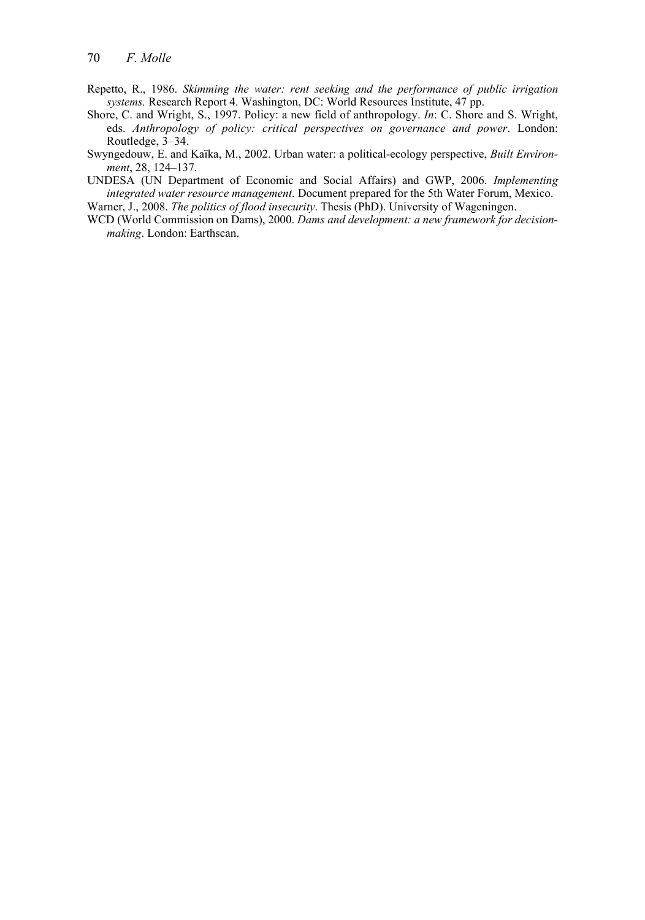Repetto, R., 1986. *Skimming the water: rent seeking and the performance of public irrigation systems.* Research Report 4. Washington, DC: World Resources Institute, 47 pp.

Shore, C. and Wright, S., 1997. Policy: a new field of anthropology. *In*: C. Shore and S. Wright, eds. *Anthropology of policy: critical perspectives on governance and power*. London: Routledge, 3–34.

Swyngedouw, E. and Kaïka, M., 2002. Urban water: a political-ecology perspective, *Built Environment*, 28, 124–137.

UNDESA (UN Department of Economic and Social Affairs) and GWP, 2006. *Implementing integrated water resource management*. Document prepared for the 5th Water Forum, Mexico.

Warner, J., 2008. *The politics of flood insecurity*. Thesis (PhD). University of Wageningen.

WCD (World Commission on Dams), 2000. *Dams and development: a new framework for decision-making*. London: Earthscan.